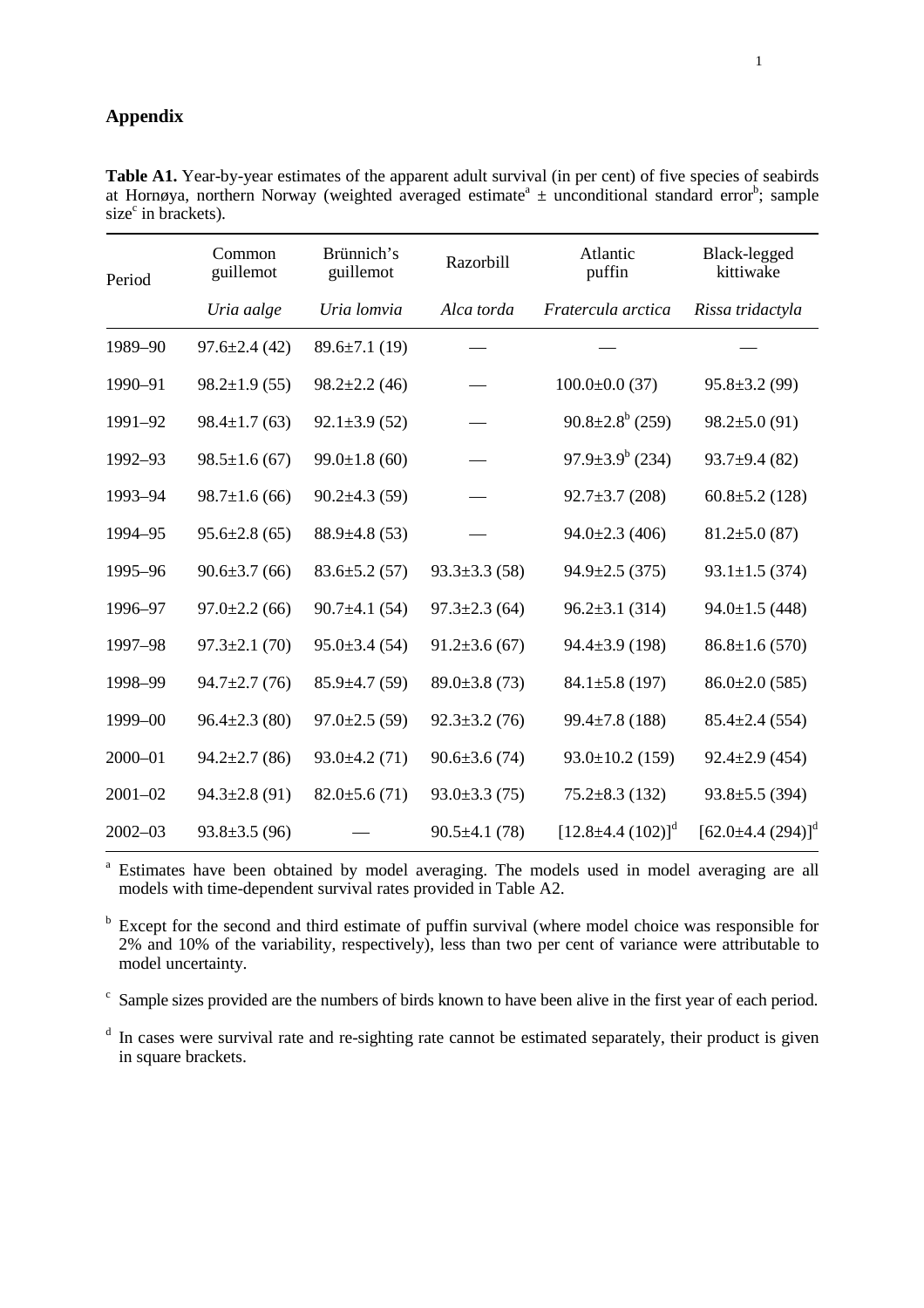## Appendix

**Table A1.** Year-by-year estimates of the apparent adult survival (in per cent) of five species of seabirds at Hornøya, northern Norway (weighted averaged estimate[a] ± unconditional standard error[b]; sample size[c] in brackets).

| Period | Common guillemot | Brünnich's guillemot | Razorbill | Atlantic puffin | Black-legged kittiwake |
|---|---|---|---|---|---|
| | *Uria aalge* | *Uria lomvia* | *Alca torda* | *Fratercula arctica* | *Rissa tridactyla* |
| 1989–90 | 97.6±2.4 (42) | 89.6±7.1 (19) | — | — | — |
| 1990–91 | 98.2±1.9 (55) | 98.2±2.2 (46) | — | 100.0±0.0 (37) | 95.8±3.2 (99) |
| 1991–92 | 98.4±1.7 (63) | 92.1±3.9 (52) | — | 90.8±2.8[b] (259) | 98.2±5.0 (91) |
| 1992–93 | 98.5±1.6 (67) | 99.0±1.8 (60) | — | 97.9±3.9[b] (234) | 93.7±9.4 (82) |
| 1993–94 | 98.7±1.6 (66) | 90.2±4.3 (59) | — | 92.7±3.7 (208) | 60.8±5.2 (128) |
| 1994–95 | 95.6±2.8 (65) | 88.9±4.8 (53) | — | 94.0±2.3 (406) | 81.2±5.0 (87) |
| 1995–96 | 90.6±3.7 (66) | 83.6±5.2 (57) | 93.3±3.3 (58) | 94.9±2.5 (375) | 93.1±1.5 (374) |
| 1996–97 | 97.0±2.2 (66) | 90.7±4.1 (54) | 97.3±2.3 (64) | 96.2±3.1 (314) | 94.0±1.5 (448) |
| 1997–98 | 97.3±2.1 (70) | 95.0±3.4 (54) | 91.2±3.6 (67) | 94.4±3.9 (198) | 86.8±1.6 (570) |
| 1998–99 | 94.7±2.7 (76) | 85.9±4.7 (59) | 89.0±3.8 (73) | 84.1±5.8 (197) | 86.0±2.0 (585) |
| 1999–00 | 96.4±2.3 (80) | 97.0±2.5 (59) | 92.3±3.2 (76) | 99.4±7.8 (188) | 85.4±2.4 (554) |
| 2000–01 | 94.2±2.7 (86) | 93.0±4.2 (71) | 90.6±3.6 (74) | 93.0±10.2 (159) | 92.4±2.9 (454) |
| 2001–02 | 94.3±2.8 (91) | 82.0±5.6 (71) | 93.0±3.3 (75) | 75.2±8.3 (132) | 93.8±5.5 (394) |
| 2002–03 | 93.8±3.5 (96) | — | 90.5±4.1 (78) | [12.8±4.4 (102)][d] | [62.0±4.4 (294)][d] |

[a] Estimates have been obtained by model averaging. The models used in model averaging are all models with time-dependent survival rates provided in Table A2.

[b] Except for the second and third estimate of puffin survival (where model choice was responsible for 2% and 10% of the variability, respectively), less than two per cent of variance were attributable to model uncertainty.

[c] Sample sizes provided are the numbers of birds known to have been alive in the first year of each period.

[d] In cases were survival rate and re-sighting rate cannot be estimated separately, their product is given in square brackets.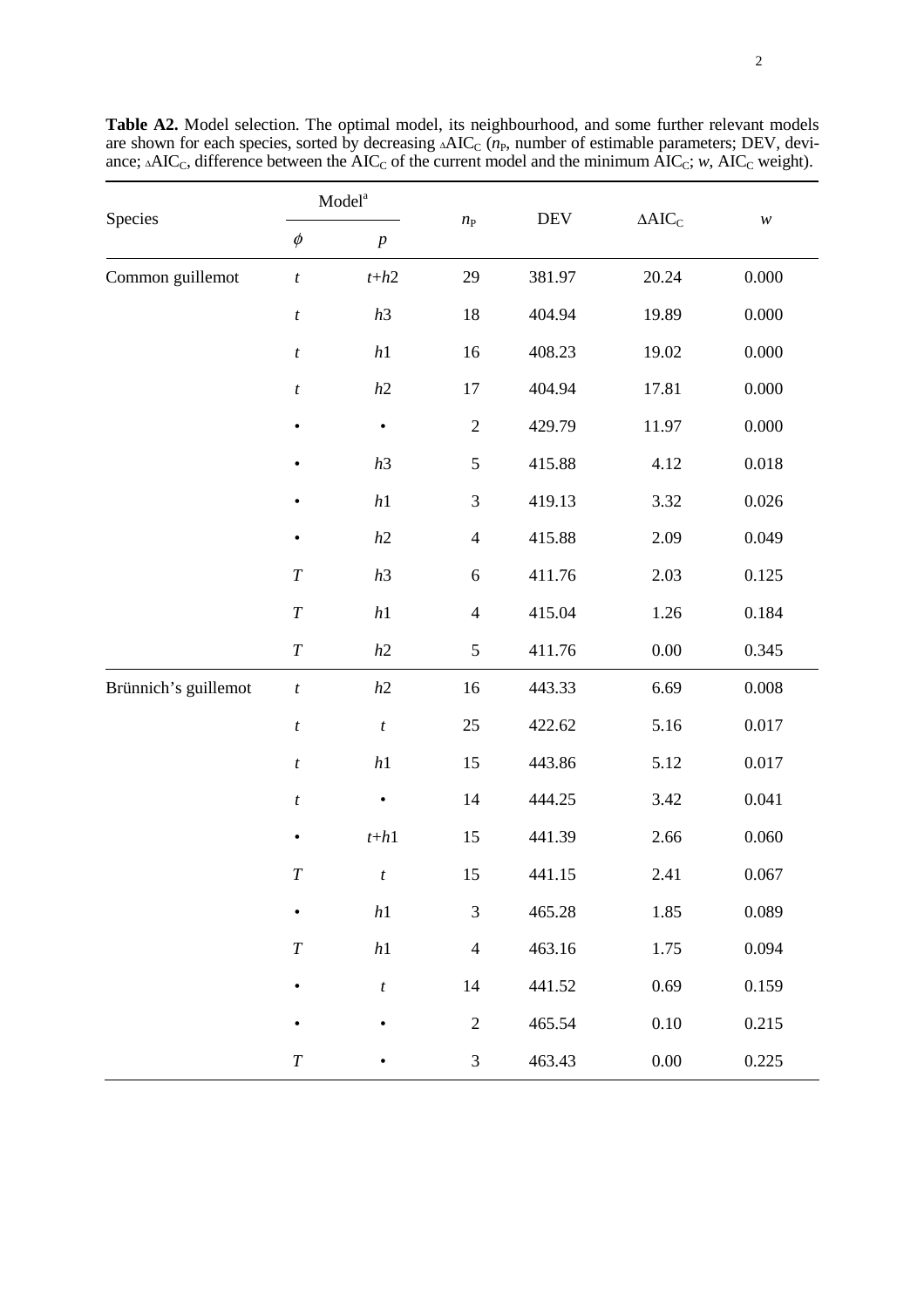**Table A2.** Model selection. The optimal model, its neighbourhood, and some further relevant models are shown for each species, sorted by decreasing $\Delta AIC_C$ ($n_P$, number of estimable parameters; DEV, deviance; $\Delta AIC_C$, difference between the $AIC_C$ of the current model and the minimum $AIC_C$; $w$, $AIC_C$ weight).

| Species | Model[a] | | $n_P$ | DEV | $\Delta AIC_C$ | $w$ |
|---|---|---|---|---|---|---|
| | $\phi$ | $p$ | | | | |
| Common guillemot | $t$ | $t$+$h$2 | 29 | 381.97 | 20.24 | 0.000 |
| | $t$ | $h$3 | 18 | 404.94 | 19.89 | 0.000 |
| | $t$ | $h$1 | 16 | 408.23 | 19.02 | 0.000 |
| | $t$ | $h$2 | 17 | 404.94 | 17.81 | 0.000 |
| | • | • | 2 | 429.79 | 11.97 | 0.000 |
| | • | $h$3 | 5 | 415.88 | 4.12 | 0.018 |
| | • | $h$1 | 3 | 419.13 | 3.32 | 0.026 |
| | • | $h$2 | 4 | 415.88 | 2.09 | 0.049 |
| | $T$ | $h$3 | 6 | 411.76 | 2.03 | 0.125 |
| | $T$ | $h$1 | 4 | 415.04 | 1.26 | 0.184 |
| | $T$ | $h$2 | 5 | 411.76 | 0.00 | 0.345 |
| Brünnich's guillemot | $t$ | $h$2 | 16 | 443.33 | 6.69 | 0.008 |
| | $t$ | $t$ | 25 | 422.62 | 5.16 | 0.017 |
| | $t$ | $h$1 | 15 | 443.86 | 5.12 | 0.017 |
| | $t$ | • | 14 | 444.25 | 3.42 | 0.041 |
| | • | $t$+$h$1 | 15 | 441.39 | 2.66 | 0.060 |
| | $T$ | $t$ | 15 | 441.15 | 2.41 | 0.067 |
| | • | $h$1 | 3 | 465.28 | 1.85 | 0.089 |
| | $T$ | $h$1 | 4 | 463.16 | 1.75 | 0.094 |
| | • | $t$ | 14 | 441.52 | 0.69 | 0.159 |
| | • | • | 2 | 465.54 | 0.10 | 0.215 |
| | $T$ | • | 3 | 463.43 | 0.00 | 0.225 |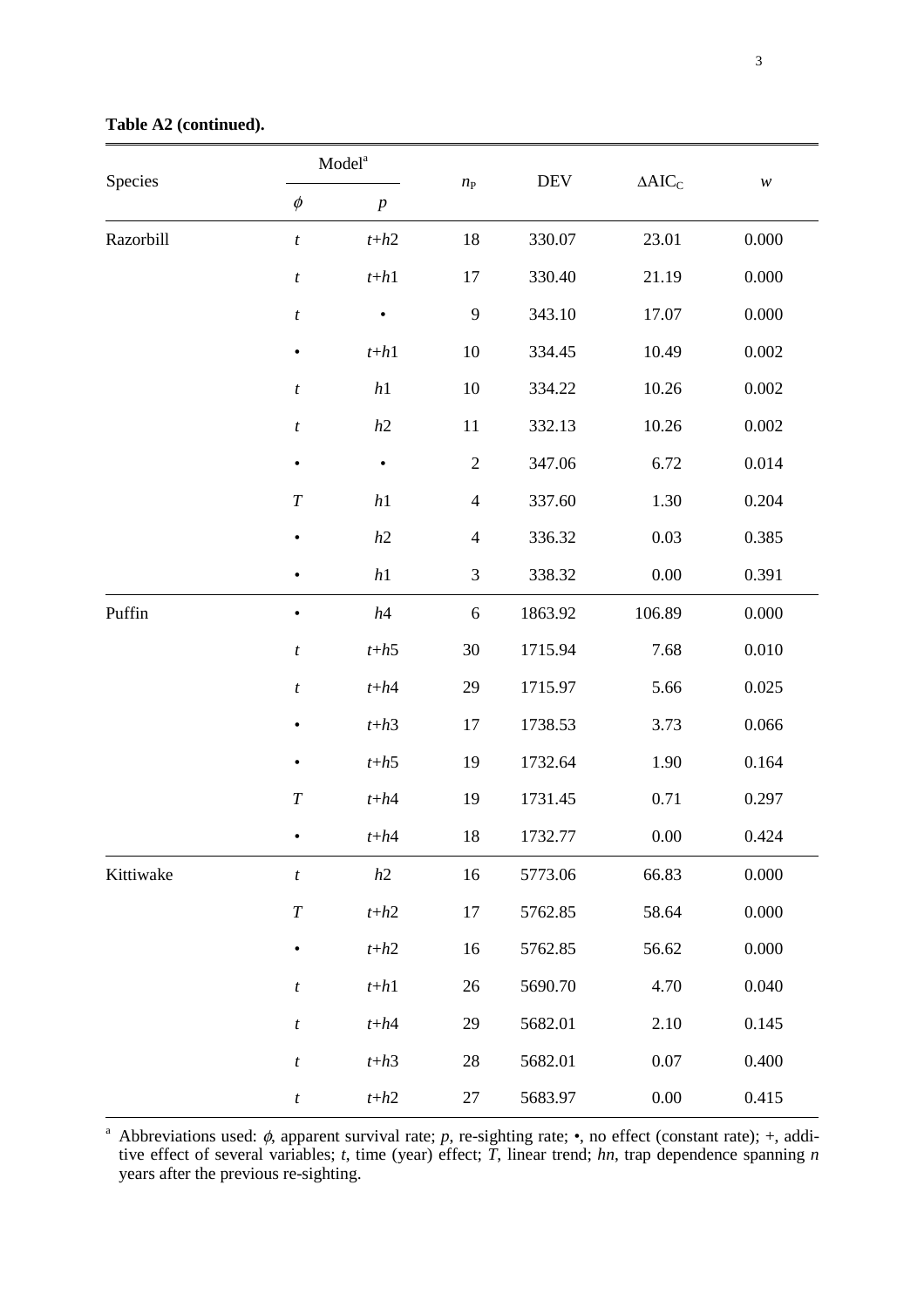**Table A2 (continued).**

| Species | Model[a] | | $n_P$ | DEV | $\Delta AIC_C$ | $w$ |
|---|---|---|---|---|---|---|
| | $\phi$ | $p$ | | | | |
| Razorbill | $t$ | $t+h2$ | 18 | 330.07 | 23.01 | 0.000 |
| | $t$ | $t+h1$ | 17 | 330.40 | 21.19 | 0.000 |
| | $t$ | • | 9 | 343.10 | 17.07 | 0.000 |
| | • | $t+h1$ | 10 | 334.45 | 10.49 | 0.002 |
| | $t$ | $h1$ | 10 | 334.22 | 10.26 | 0.002 |
| | $t$ | $h2$ | 11 | 332.13 | 10.26 | 0.002 |
| | • | • | 2 | 347.06 | 6.72 | 0.014 |
| | $T$ | $h1$ | 4 | 337.60 | 1.30 | 0.204 |
| | • | $h2$ | 4 | 336.32 | 0.03 | 0.385 |
| | • | $h1$ | 3 | 338.32 | 0.00 | 0.391 |
| Puffin | • | $h4$ | 6 | 1863.92 | 106.89 | 0.000 |
| | $t$ | $t+h5$ | 30 | 1715.94 | 7.68 | 0.010 |
| | $t$ | $t+h4$ | 29 | 1715.97 | 5.66 | 0.025 |
| | • | $t+h3$ | 17 | 1738.53 | 3.73 | 0.066 |
| | • | $t+h5$ | 19 | 1732.64 | 1.90 | 0.164 |
| | $T$ | $t+h4$ | 19 | 1731.45 | 0.71 | 0.297 |
| | • | $t+h4$ | 18 | 1732.77 | 0.00 | 0.424 |
| Kittiwake | $t$ | $h2$ | 16 | 5773.06 | 66.83 | 0.000 |
| | $T$ | $t+h2$ | 17 | 5762.85 | 58.64 | 0.000 |
| | • | $t+h2$ | 16 | 5762.85 | 56.62 | 0.000 |
| | $t$ | $t+h1$ | 26 | 5690.70 | 4.70 | 0.040 |
| | $t$ | $t+h4$ | 29 | 5682.01 | 2.10 | 0.145 |
| | $t$ | $t+h3$ | 28 | 5682.01 | 0.07 | 0.400 |
| | $t$ | $t+h2$ | 27 | 5683.97 | 0.00 | 0.415 |

[a] Abbreviations used: $\phi$, apparent survival rate; $p$, re-sighting rate; •, no effect (constant rate); +, additive effect of several variables; $t$, time (year) effect; $T$, linear trend; $hn$, trap dependence spanning $n$ years after the previous re-sighting.